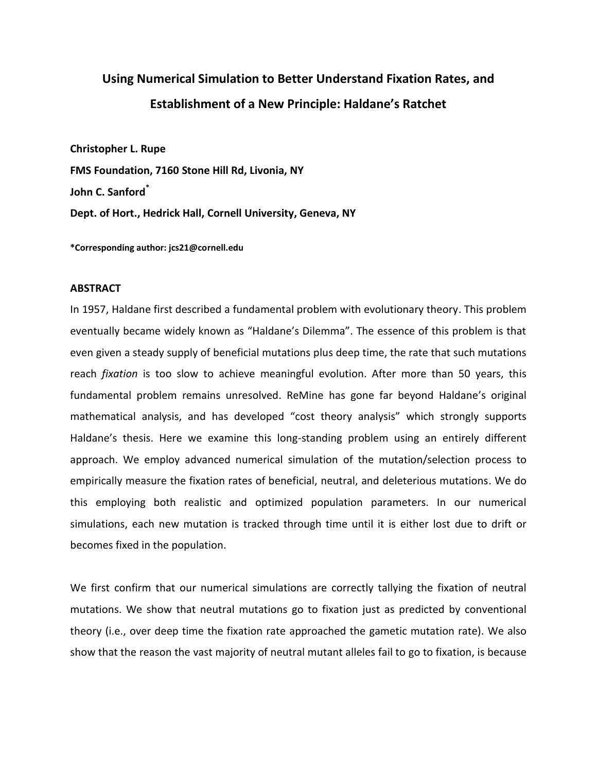# Using Numerical Simulation to Better Understand Fixation Rates, and Establishment of a New Principle: Haldane's Ratchet

**Christopher L. Rupe**

**FMS Foundation, 7160 Stone Hill Rd, Livonia, NY**

**John C. Sanford***

**Dept. of Hort., Hedrick Hall, Cornell University, Geneva, NY**

***Corresponding author: jcs21@cornell.edu**

## ABSTRACT

In 1957, Haldane first described a fundamental problem with evolutionary theory. This problem eventually became widely known as "Haldane's Dilemma". The essence of this problem is that even given a steady supply of beneficial mutations plus deep time, the rate that such mutations reach *fixation* is too slow to achieve meaningful evolution. After more than 50 years, this fundamental problem remains unresolved. ReMine has gone far beyond Haldane's original mathematical analysis, and has developed "cost theory analysis" which strongly supports Haldane's thesis. Here we examine this long-standing problem using an entirely different approach. We employ advanced numerical simulation of the mutation/selection process to empirically measure the fixation rates of beneficial, neutral, and deleterious mutations. We do this employing both realistic and optimized population parameters. In our numerical simulations, each new mutation is tracked through time until it is either lost due to drift or becomes fixed in the population.

We first confirm that our numerical simulations are correctly tallying the fixation of neutral mutations. We show that neutral mutations go to fixation just as predicted by conventional theory (i.e., over deep time the fixation rate approached the gametic mutation rate). We also show that the reason the vast majority of neutral mutant alleles fail to go to fixation, is because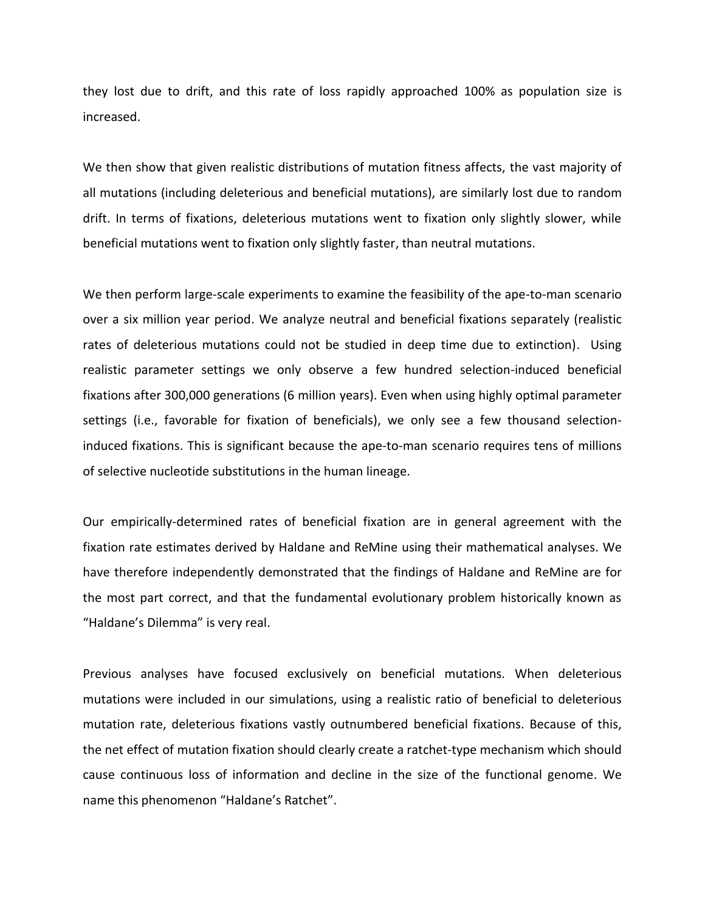they lost due to drift, and this rate of loss rapidly approached 100% as population size is increased.

We then show that given realistic distributions of mutation fitness affects, the vast majority of all mutations (including deleterious and beneficial mutations), are similarly lost due to random drift. In terms of fixations, deleterious mutations went to fixation only slightly slower, while beneficial mutations went to fixation only slightly faster, than neutral mutations.

We then perform large-scale experiments to examine the feasibility of the ape-to-man scenario over a six million year period. We analyze neutral and beneficial fixations separately (realistic rates of deleterious mutations could not be studied in deep time due to extinction). Using realistic parameter settings we only observe a few hundred selection-induced beneficial fixations after 300,000 generations (6 million years). Even when using highly optimal parameter settings (i.e., favorable for fixation of beneficials), we only see a few thousand selection-induced fixations. This is significant because the ape-to-man scenario requires tens of millions of selective nucleotide substitutions in the human lineage.

Our empirically-determined rates of beneficial fixation are in general agreement with the fixation rate estimates derived by Haldane and ReMine using their mathematical analyses. We have therefore independently demonstrated that the findings of Haldane and ReMine are for the most part correct, and that the fundamental evolutionary problem historically known as "Haldane's Dilemma" is very real.

Previous analyses have focused exclusively on beneficial mutations. When deleterious mutations were included in our simulations, using a realistic ratio of beneficial to deleterious mutation rate, deleterious fixations vastly outnumbered beneficial fixations. Because of this, the net effect of mutation fixation should clearly create a ratchet-type mechanism which should cause continuous loss of information and decline in the size of the functional genome. We name this phenomenon "Haldane's Ratchet".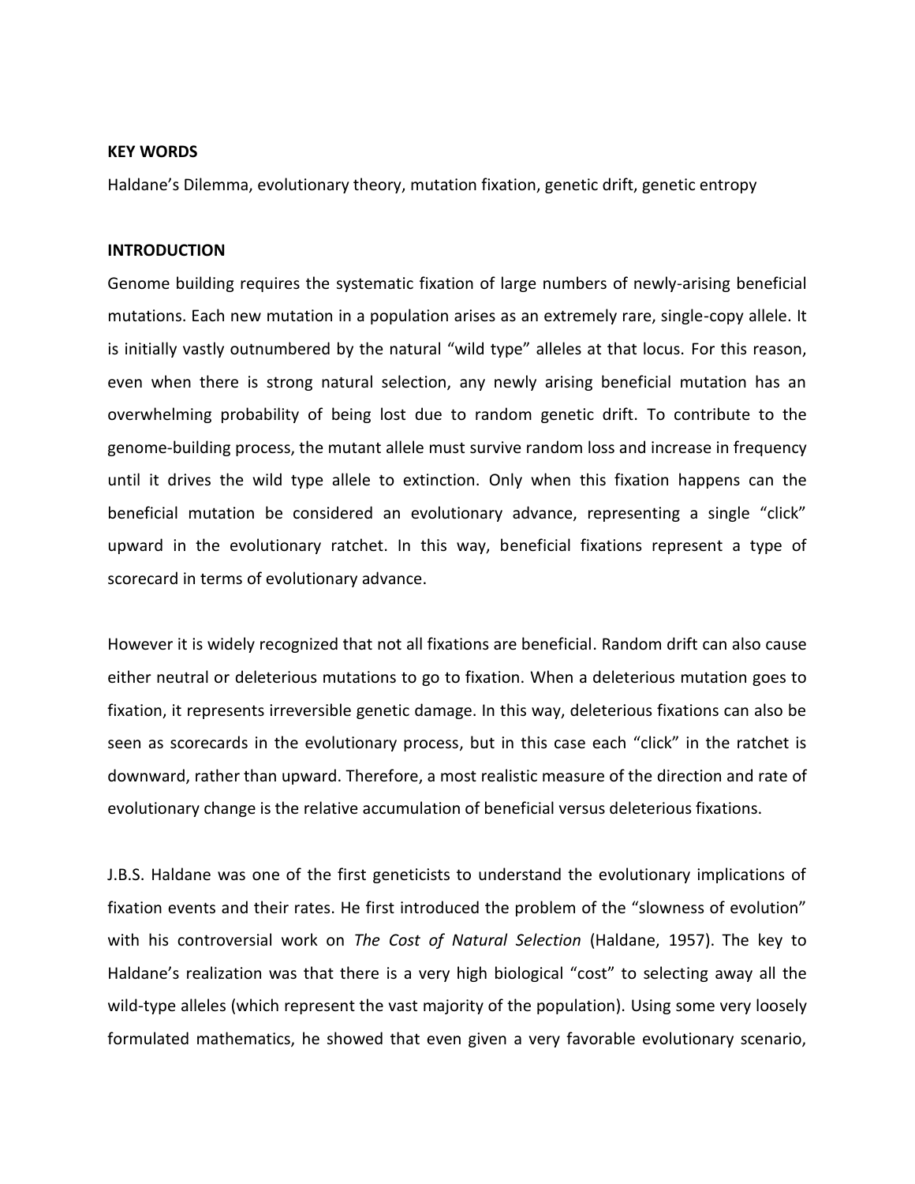**KEY WORDS**

Haldane's Dilemma, evolutionary theory, mutation fixation, genetic drift, genetic entropy

**INTRODUCTION**

Genome building requires the systematic fixation of large numbers of newly-arising beneficial mutations. Each new mutation in a population arises as an extremely rare, single-copy allele. It is initially vastly outnumbered by the natural "wild type" alleles at that locus. For this reason, even when there is strong natural selection, any newly arising beneficial mutation has an overwhelming probability of being lost due to random genetic drift. To contribute to the genome-building process, the mutant allele must survive random loss and increase in frequency until it drives the wild type allele to extinction. Only when this fixation happens can the beneficial mutation be considered an evolutionary advance, representing a single "click" upward in the evolutionary ratchet. In this way, beneficial fixations represent a type of scorecard in terms of evolutionary advance.

However it is widely recognized that not all fixations are beneficial. Random drift can also cause either neutral or deleterious mutations to go to fixation. When a deleterious mutation goes to fixation, it represents irreversible genetic damage. In this way, deleterious fixations can also be seen as scorecards in the evolutionary process, but in this case each "click" in the ratchet is downward, rather than upward. Therefore, a most realistic measure of the direction and rate of evolutionary change is the relative accumulation of beneficial versus deleterious fixations.

J.B.S. Haldane was one of the first geneticists to understand the evolutionary implications of fixation events and their rates. He first introduced the problem of the "slowness of evolution" with his controversial work on *The Cost of Natural Selection* (Haldane, 1957). The key to Haldane's realization was that there is a very high biological "cost" to selecting away all the wild-type alleles (which represent the vast majority of the population). Using some very loosely formulated mathematics, he showed that even given a very favorable evolutionary scenario,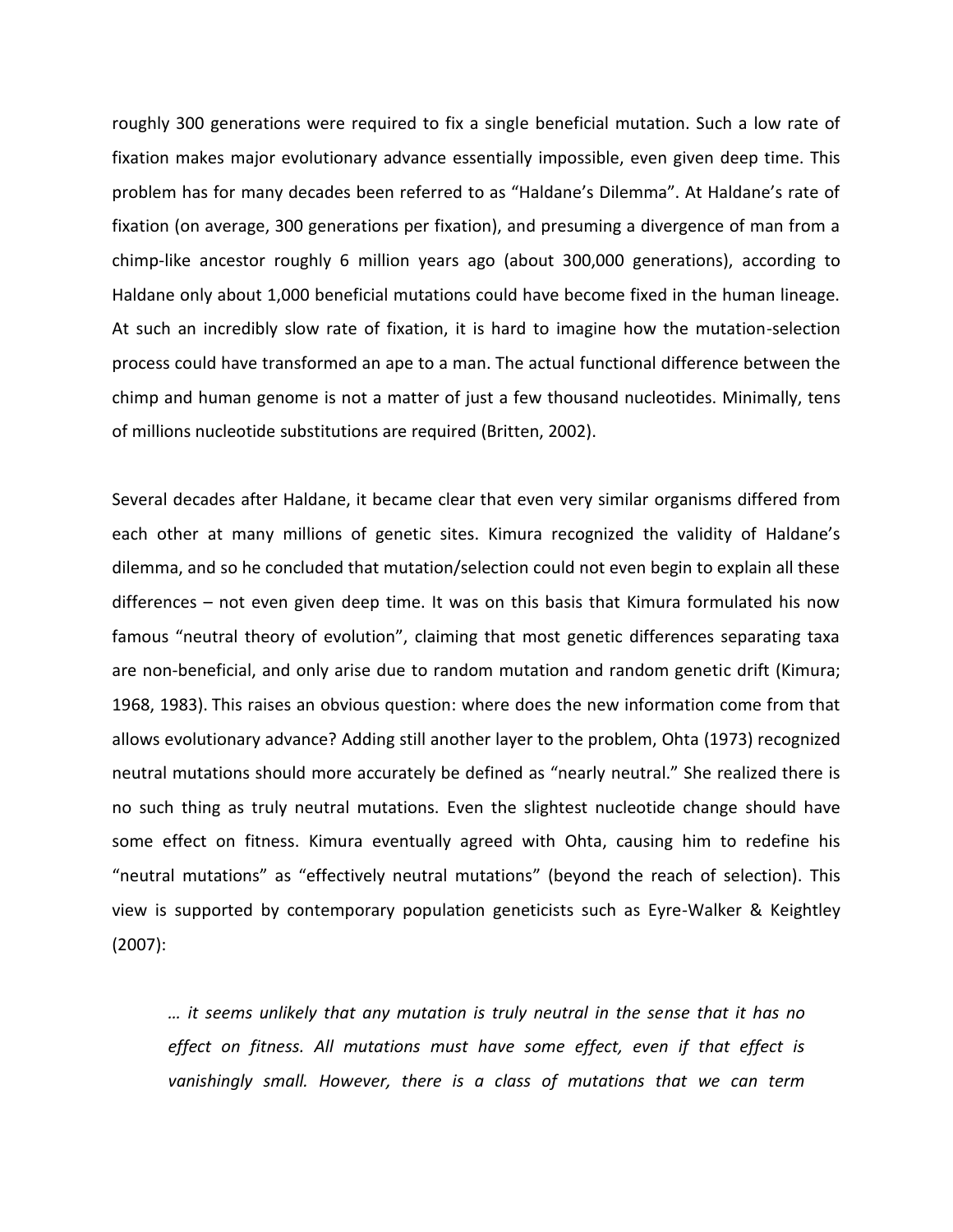roughly 300 generations were required to fix a single beneficial mutation. Such a low rate of fixation makes major evolutionary advance essentially impossible, even given deep time. This problem has for many decades been referred to as "Haldane's Dilemma". At Haldane's rate of fixation (on average, 300 generations per fixation), and presuming a divergence of man from a chimp-like ancestor roughly 6 million years ago (about 300,000 generations), according to Haldane only about 1,000 beneficial mutations could have become fixed in the human lineage. At such an incredibly slow rate of fixation, it is hard to imagine how the mutation-selection process could have transformed an ape to a man. The actual functional difference between the chimp and human genome is not a matter of just a few thousand nucleotides. Minimally, tens of millions nucleotide substitutions are required (Britten, 2002).

Several decades after Haldane, it became clear that even very similar organisms differed from each other at many millions of genetic sites. Kimura recognized the validity of Haldane's dilemma, and so he concluded that mutation/selection could not even begin to explain all these differences – not even given deep time. It was on this basis that Kimura formulated his now famous "neutral theory of evolution", claiming that most genetic differences separating taxa are non-beneficial, and only arise due to random mutation and random genetic drift (Kimura; 1968, 1983). This raises an obvious question: where does the new information come from that allows evolutionary advance? Adding still another layer to the problem, Ohta (1973) recognized neutral mutations should more accurately be defined as "nearly neutral." She realized there is no such thing as truly neutral mutations. Even the slightest nucleotide change should have some effect on fitness. Kimura eventually agreed with Ohta, causing him to redefine his "neutral mutations" as "effectively neutral mutations" (beyond the reach of selection). This view is supported by contemporary population geneticists such as Eyre-Walker & Keightley (2007):

> *… it seems unlikely that any mutation is truly neutral in the sense that it has no effect on fitness. All mutations must have some effect, even if that effect is vanishingly small. However, there is a class of mutations that we can term*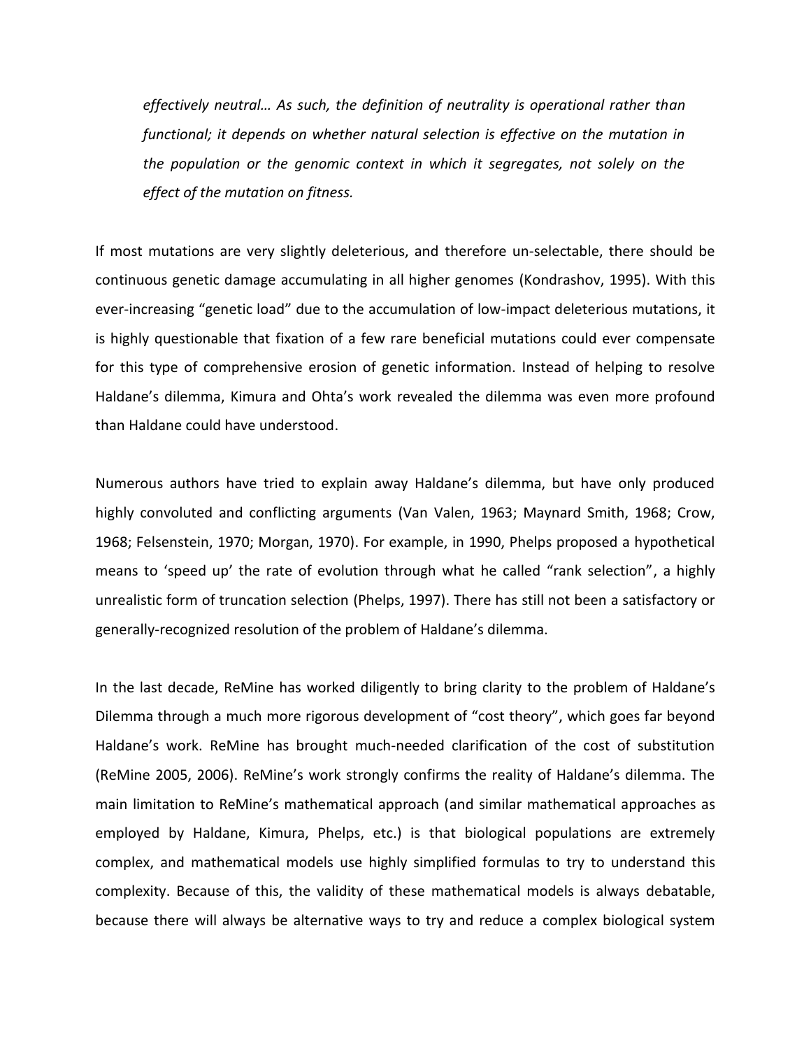*effectively neutral… As such, the definition of neutrality is operational rather than functional; it depends on whether natural selection is effective on the mutation in the population or the genomic context in which it segregates, not solely on the effect of the mutation on fitness.*

If most mutations are very slightly deleterious, and therefore un-selectable, there should be continuous genetic damage accumulating in all higher genomes (Kondrashov, 1995). With this ever-increasing “genetic load” due to the accumulation of low-impact deleterious mutations, it is highly questionable that fixation of a few rare beneficial mutations could ever compensate for this type of comprehensive erosion of genetic information. Instead of helping to resolve Haldane’s dilemma, Kimura and Ohta’s work revealed the dilemma was even more profound than Haldane could have understood.

Numerous authors have tried to explain away Haldane’s dilemma, but have only produced highly convoluted and conflicting arguments (Van Valen, 1963; Maynard Smith, 1968; Crow, 1968; Felsenstein, 1970; Morgan, 1970). For example, in 1990, Phelps proposed a hypothetical means to ‘speed up’ the rate of evolution through what he called “rank selection”, a highly unrealistic form of truncation selection (Phelps, 1997). There has still not been a satisfactory or generally-recognized resolution of the problem of Haldane’s dilemma.

In the last decade, ReMine has worked diligently to bring clarity to the problem of Haldane’s Dilemma through a much more rigorous development of “cost theory”, which goes far beyond Haldane’s work. ReMine has brought much-needed clarification of the cost of substitution (ReMine 2005, 2006). ReMine’s work strongly confirms the reality of Haldane’s dilemma. The main limitation to ReMine’s mathematical approach (and similar mathematical approaches as employed by Haldane, Kimura, Phelps, etc.) is that biological populations are extremely complex, and mathematical models use highly simplified formulas to try to understand this complexity. Because of this, the validity of these mathematical models is always debatable, because there will always be alternative ways to try and reduce a complex biological system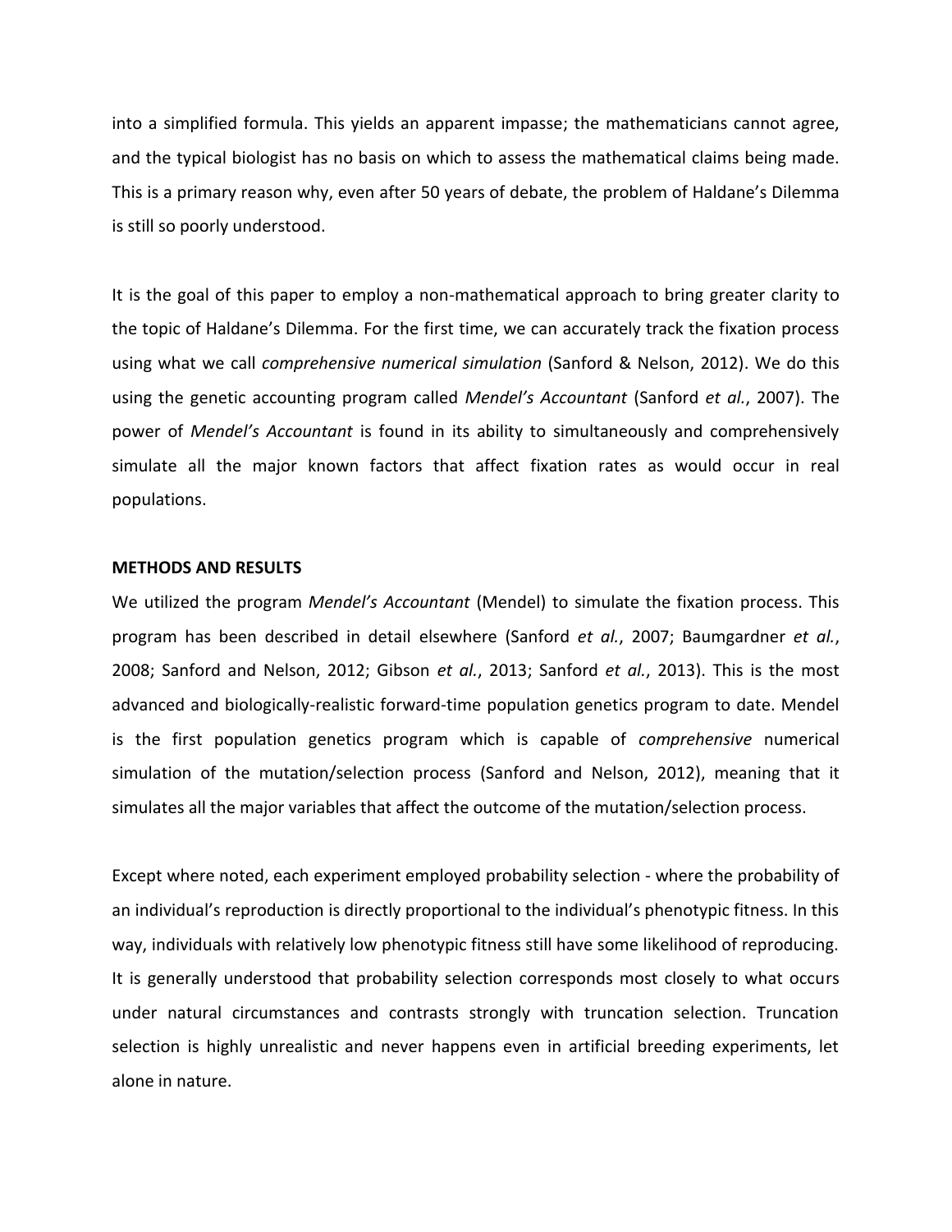into a simplified formula. This yields an apparent impasse; the mathematicians cannot agree, and the typical biologist has no basis on which to assess the mathematical claims being made. This is a primary reason why, even after 50 years of debate, the problem of Haldane's Dilemma is still so poorly understood.

It is the goal of this paper to employ a non-mathematical approach to bring greater clarity to the topic of Haldane's Dilemma. For the first time, we can accurately track the fixation process using what we call *comprehensive numerical simulation* (Sanford & Nelson, 2012). We do this using the genetic accounting program called *Mendel's Accountant* (Sanford *et al.*, 2007). The power of *Mendel's Accountant* is found in its ability to simultaneously and comprehensively simulate all the major known factors that affect fixation rates as would occur in real populations.

**METHODS AND RESULTS**

We utilized the program *Mendel's Accountant* (Mendel) to simulate the fixation process. This program has been described in detail elsewhere (Sanford *et al.*, 2007; Baumgardner *et al.*, 2008; Sanford and Nelson, 2012; Gibson *et al.*, 2013; Sanford *et al.*, 2013). This is the most advanced and biologically-realistic forward-time population genetics program to date. Mendel is the first population genetics program which is capable of *comprehensive* numerical simulation of the mutation/selection process (Sanford and Nelson, 2012), meaning that it simulates all the major variables that affect the outcome of the mutation/selection process.

Except where noted, each experiment employed probability selection - where the probability of an individual's reproduction is directly proportional to the individual's phenotypic fitness. In this way, individuals with relatively low phenotypic fitness still have some likelihood of reproducing. It is generally understood that probability selection corresponds most closely to what occurs under natural circumstances and contrasts strongly with truncation selection. Truncation selection is highly unrealistic and never happens even in artificial breeding experiments, let alone in nature.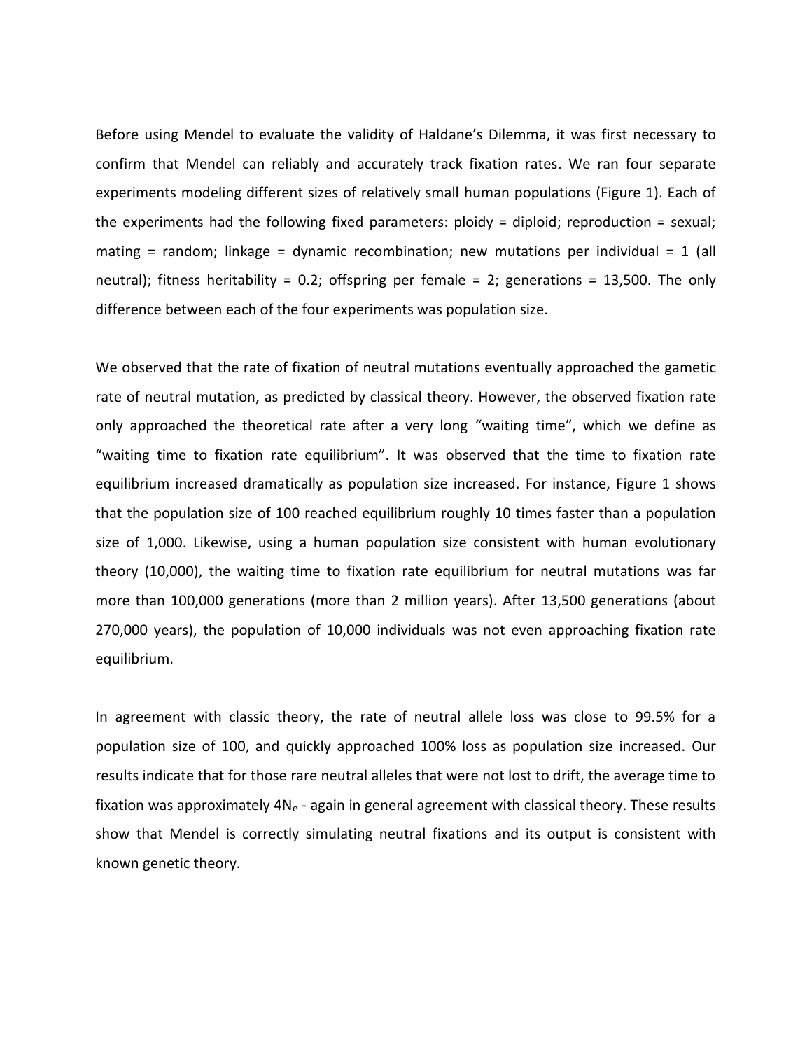Before using Mendel to evaluate the validity of Haldane's Dilemma, it was first necessary to confirm that Mendel can reliably and accurately track fixation rates. We ran four separate experiments modeling different sizes of relatively small human populations (Figure 1). Each of the experiments had the following fixed parameters: ploidy = diploid; reproduction = sexual; mating = random; linkage = dynamic recombination; new mutations per individual = 1 (all neutral); fitness heritability = 0.2; offspring per female = 2; generations = 13,500. The only difference between each of the four experiments was population size.

We observed that the rate of fixation of neutral mutations eventually approached the gametic rate of neutral mutation, as predicted by classical theory. However, the observed fixation rate only approached the theoretical rate after a very long "waiting time", which we define as "waiting time to fixation rate equilibrium". It was observed that the time to fixation rate equilibrium increased dramatically as population size increased. For instance, Figure 1 shows that the population size of 100 reached equilibrium roughly 10 times faster than a population size of 1,000. Likewise, using a human population size consistent with human evolutionary theory (10,000), the waiting time to fixation rate equilibrium for neutral mutations was far more than 100,000 generations (more than 2 million years). After 13,500 generations (about 270,000 years), the population of 10,000 individuals was not even approaching fixation rate equilibrium.

In agreement with classic theory, the rate of neutral allele loss was close to 99.5% for a population size of 100, and quickly approached 100% loss as population size increased. Our results indicate that for those rare neutral alleles that were not lost to drift, the average time to fixation was approximately $4N_e$ - again in general agreement with classical theory. These results show that Mendel is correctly simulating neutral fixations and its output is consistent with known genetic theory.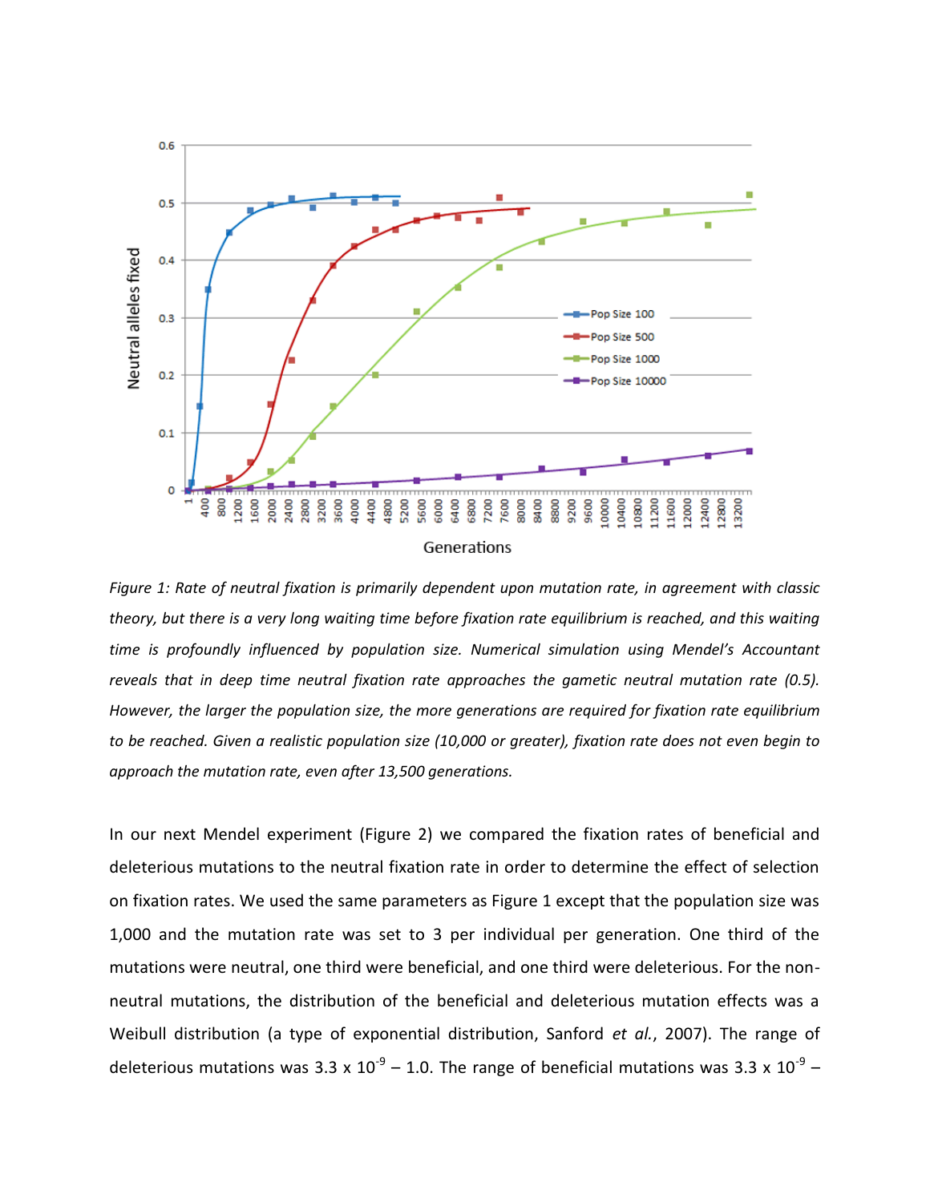*Figure 1: Rate of neutral fixation is primarily dependent upon mutation rate, in agreement with classic theory, but there is a very long waiting time before fixation rate equilibrium is reached, and this waiting time is profoundly influenced by population size. Numerical simulation using Mendel's Accountant reveals that in deep time neutral fixation rate approaches the gametic neutral mutation rate (0.5). However, the larger the population size, the more generations are required for fixation rate equilibrium to be reached. Given a realistic population size (10,000 or greater), fixation rate does not even begin to approach the mutation rate, even after 13,500 generations.*

In our next Mendel experiment (Figure 2) we compared the fixation rates of beneficial and deleterious mutations to the neutral fixation rate in order to determine the effect of selection on fixation rates. We used the same parameters as Figure 1 except that the population size was 1,000 and the mutation rate was set to 3 per individual per generation. One third of the mutations were neutral, one third were beneficial, and one third were deleterious. For the non-neutral mutations, the distribution of the beneficial and deleterious mutation effects was a Weibull distribution (a type of exponential distribution, Sanford *et al.*, 2007). The range of deleterious mutations was $3.3 \times 10^{-9}$ – 1.0. The range of beneficial mutations was $3.3 \times 10^{-9}$ –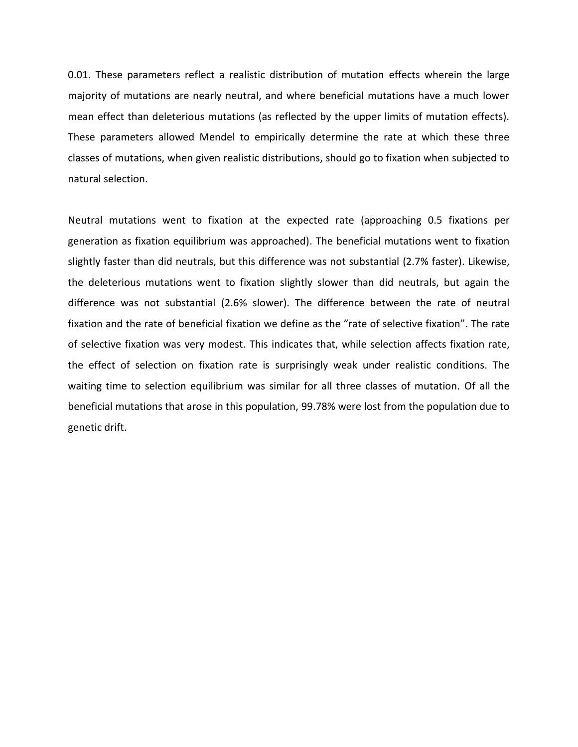0.01. These parameters reflect a realistic distribution of mutation effects wherein the large majority of mutations are nearly neutral, and where beneficial mutations have a much lower mean effect than deleterious mutations (as reflected by the upper limits of mutation effects). These parameters allowed Mendel to empirically determine the rate at which these three classes of mutations, when given realistic distributions, should go to fixation when subjected to natural selection.

Neutral mutations went to fixation at the expected rate (approaching 0.5 fixations per generation as fixation equilibrium was approached). The beneficial mutations went to fixation slightly faster than did neutrals, but this difference was not substantial (2.7% faster). Likewise, the deleterious mutations went to fixation slightly slower than did neutrals, but again the difference was not substantial (2.6% slower). The difference between the rate of neutral fixation and the rate of beneficial fixation we define as the "rate of selective fixation". The rate of selective fixation was very modest. This indicates that, while selection affects fixation rate, the effect of selection on fixation rate is surprisingly weak under realistic conditions. The waiting time to selection equilibrium was similar for all three classes of mutation. Of all the beneficial mutations that arose in this population, 99.78% were lost from the population due to genetic drift.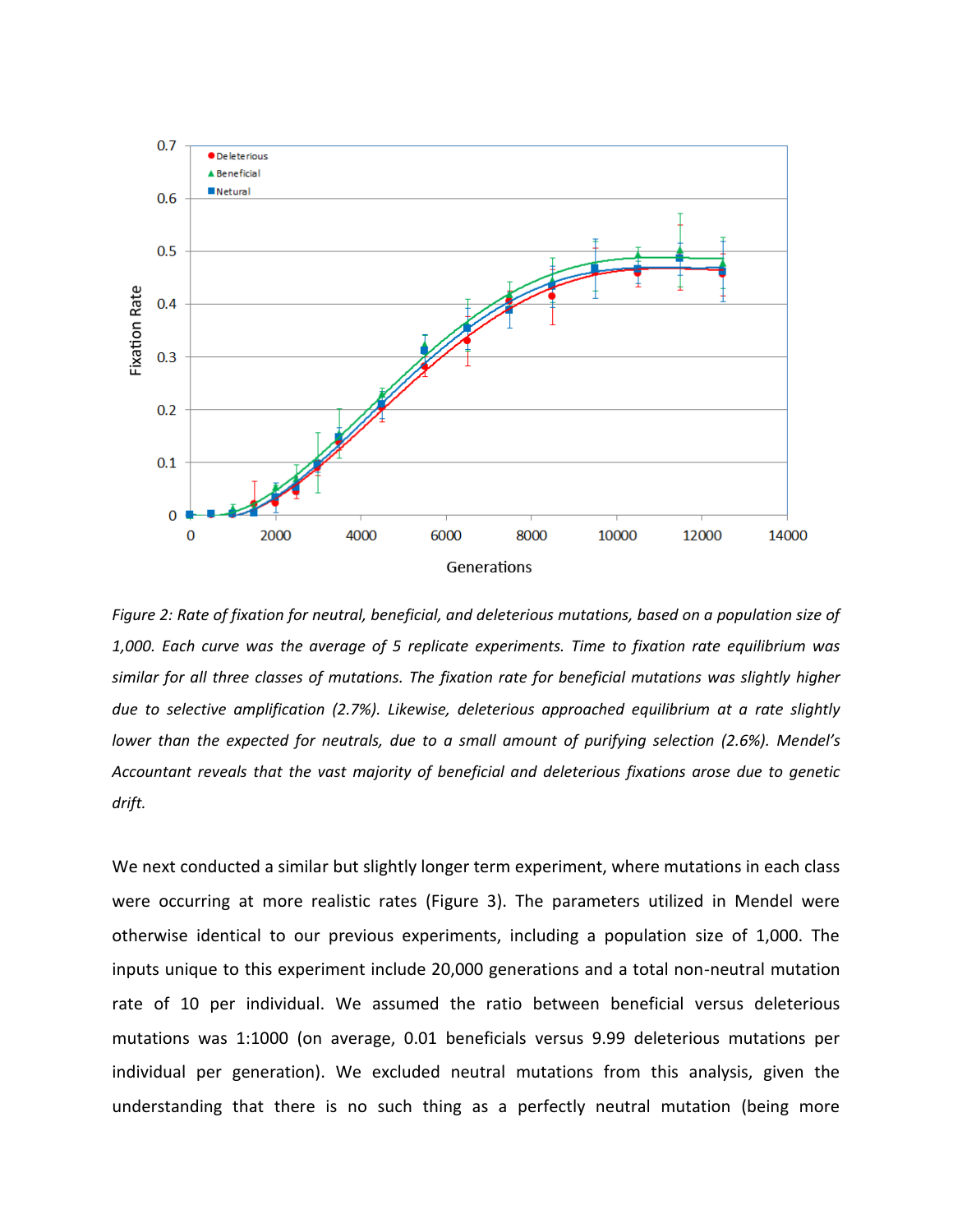*Figure 2: Rate of fixation for neutral, beneficial, and deleterious mutations, based on a population size of 1,000. Each curve was the average of 5 replicate experiments. Time to fixation rate equilibrium was similar for all three classes of mutations. The fixation rate for beneficial mutations was slightly higher due to selective amplification (2.7%). Likewise, deleterious approached equilibrium at a rate slightly lower than the expected for neutrals, due to a small amount of purifying selection (2.6%). Mendel's Accountant reveals that the vast majority of beneficial and deleterious fixations arose due to genetic drift.*

We next conducted a similar but slightly longer term experiment, where mutations in each class were occurring at more realistic rates (Figure 3). The parameters utilized in Mendel were otherwise identical to our previous experiments, including a population size of 1,000. The inputs unique to this experiment include 20,000 generations and a total non-neutral mutation rate of 10 per individual. We assumed the ratio between beneficial versus deleterious mutations was 1:1000 (on average, 0.01 beneficials versus 9.99 deleterious mutations per individual per generation). We excluded neutral mutations from this analysis, given the understanding that there is no such thing as a perfectly neutral mutation (being more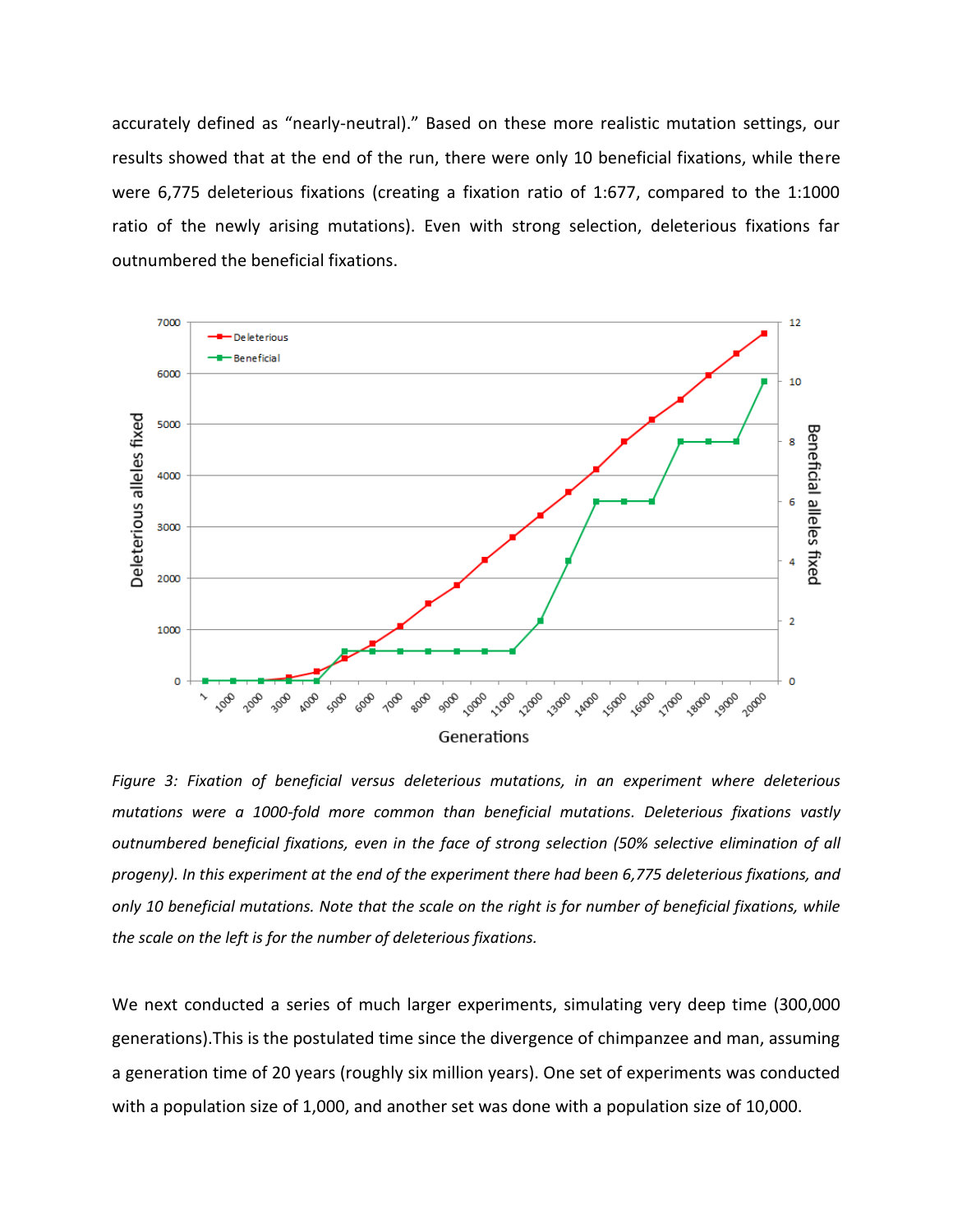accurately defined as "nearly-neutral)." Based on these more realistic mutation settings, our results showed that at the end of the run, there were only 10 beneficial fixations, while there were 6,775 deleterious fixations (creating a fixation ratio of 1:677, compared to the 1:1000 ratio of the newly arising mutations). Even with strong selection, deleterious fixations far outnumbered the beneficial fixations.

*Figure 3: Fixation of beneficial versus deleterious mutations, in an experiment where deleterious mutations were a 1000-fold more common than beneficial mutations. Deleterious fixations vastly outnumbered beneficial fixations, even in the face of strong selection (50% selective elimination of all progeny). In this experiment at the end of the experiment there had been 6,775 deleterious fixations, and only 10 beneficial mutations. Note that the scale on the right is for number of beneficial fixations, while the scale on the left is for the number of deleterious fixations.*

We next conducted a series of much larger experiments, simulating very deep time (300,000 generations).This is the postulated time since the divergence of chimpanzee and man, assuming a generation time of 20 years (roughly six million years). One set of experiments was conducted with a population size of 1,000, and another set was done with a population size of 10,000.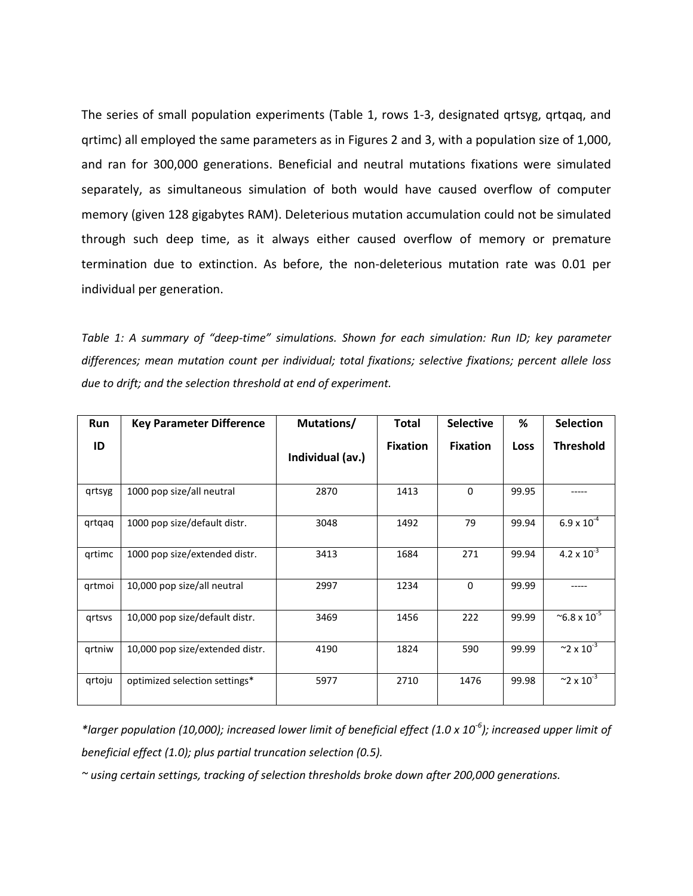The series of small population experiments (Table 1, rows 1-3, designated qrtsyg, qrtqaq, and qrtimc) all employed the same parameters as in Figures 2 and 3, with a population size of 1,000, and ran for 300,000 generations. Beneficial and neutral mutations fixations were simulated separately, as simultaneous simulation of both would have caused overflow of computer memory (given 128 gigabytes RAM). Deleterious mutation accumulation could not be simulated through such deep time, as it always either caused overflow of memory or premature termination due to extinction. As before, the non-deleterious mutation rate was 0.01 per individual per generation.

*Table 1: A summary of "deep-time" simulations. Shown for each simulation: Run ID; key parameter differences; mean mutation count per individual; total fixations; selective fixations; percent allele loss due to drift; and the selection threshold at end of experiment.*

| Run ID | Key Parameter Difference | Mutations/ Individual (av.) | Total Fixation | Selective Fixation | % Loss | Selection Threshold |
|---|---|---|---|---|---|---|
| qrtsyg | 1000 pop size/all neutral | 2870 | 1413 | 0 | 99.95 | ----- |
| qrtqaq | 1000 pop size/default distr. | 3048 | 1492 | 79 | 99.94 | $6.9 \times 10^{-4}$ |
| qrtimc | 1000 pop size/extended distr. | 3413 | 1684 | 271 | 99.94 | $4.2 \times 10^{-3}$ |
| qrtmoi | 10,000 pop size/all neutral | 2997 | 1234 | 0 | 99.99 | ----- |
| qrtsvs | 10,000 pop size/default distr. | 3469 | 1456 | 222 | 99.99 | ~$6.8 \times 10^{-5}$ |
| qrtniw | 10,000 pop size/extended distr. | 4190 | 1824 | 590 | 99.99 | ~$2 \times 10^{-3}$ |
| qrtoju | optimized selection settings* | 5977 | 2710 | 1476 | 99.98 | ~$2 \times 10^{-3}$ |

*\*larger population (10,000); increased lower limit of beneficial effect ($1.0 \times 10^{-6}$); increased upper limit of beneficial effect (1.0); plus partial truncation selection (0.5).*

*~ using certain settings, tracking of selection thresholds broke down after 200,000 generations.*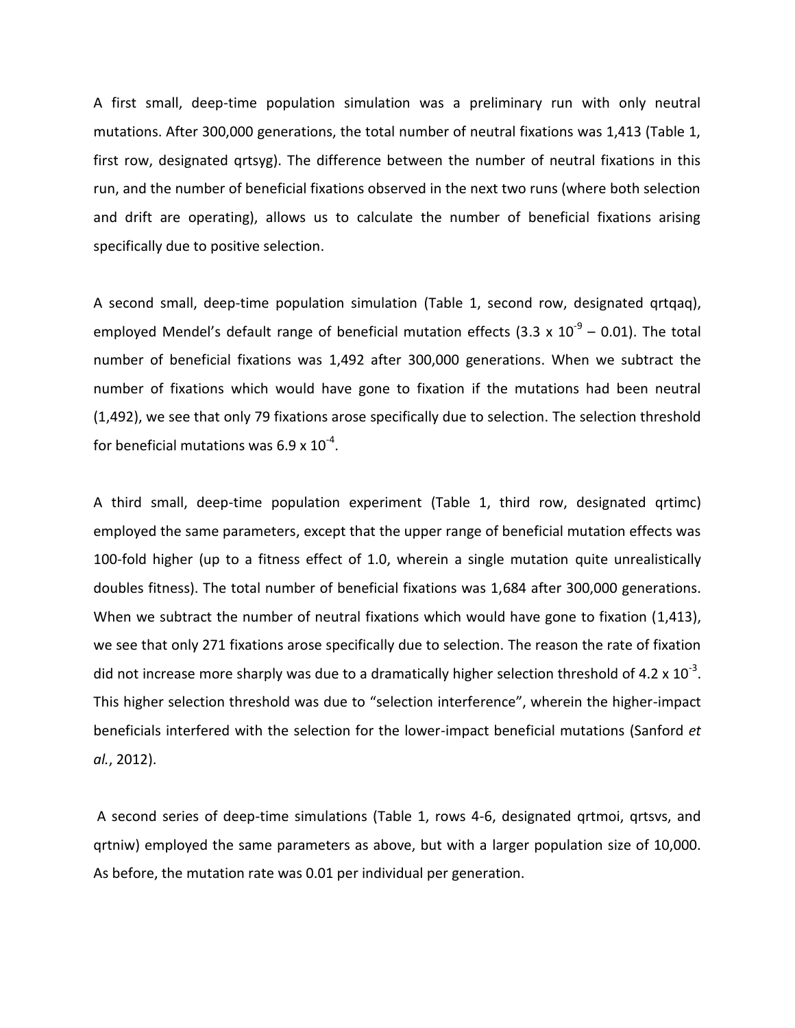A first small, deep-time population simulation was a preliminary run with only neutral mutations. After 300,000 generations, the total number of neutral fixations was 1,413 (Table 1, first row, designated qrtsyg). The difference between the number of neutral fixations in this run, and the number of beneficial fixations observed in the next two runs (where both selection and drift are operating), allows us to calculate the number of beneficial fixations arising specifically due to positive selection.

A second small, deep-time population simulation (Table 1, second row, designated qrtqaq), employed Mendel's default range of beneficial mutation effects ($3.3 \times 10^{-9}$ – 0.01). The total number of beneficial fixations was 1,492 after 300,000 generations. When we subtract the number of fixations which would have gone to fixation if the mutations had been neutral (1,492), we see that only 79 fixations arose specifically due to selection. The selection threshold for beneficial mutations was $6.9 \times 10^{-4}$.

A third small, deep-time population experiment (Table 1, third row, designated qrtimc) employed the same parameters, except that the upper range of beneficial mutation effects was 100-fold higher (up to a fitness effect of 1.0, wherein a single mutation quite unrealistically doubles fitness). The total number of beneficial fixations was 1,684 after 300,000 generations. When we subtract the number of neutral fixations which would have gone to fixation (1,413), we see that only 271 fixations arose specifically due to selection. The reason the rate of fixation did not increase more sharply was due to a dramatically higher selection threshold of $4.2 \times 10^{-3}$. This higher selection threshold was due to "selection interference", wherein the higher-impact beneficials interfered with the selection for the lower-impact beneficial mutations (Sanford *et al.*, 2012).

A second series of deep-time simulations (Table 1, rows 4-6, designated qrtmoi, qrtsvs, and qrtniw) employed the same parameters as above, but with a larger population size of 10,000. As before, the mutation rate was 0.01 per individual per generation.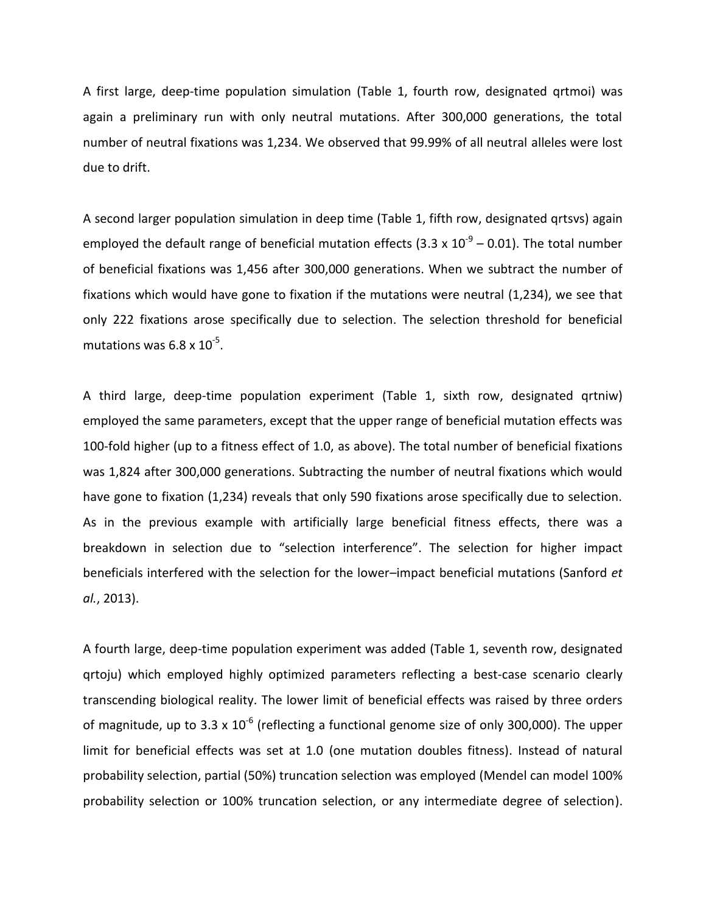A first large, deep-time population simulation (Table 1, fourth row, designated qrtmoi) was again a preliminary run with only neutral mutations. After 300,000 generations, the total number of neutral fixations was 1,234. We observed that 99.99% of all neutral alleles were lost due to drift.

A second larger population simulation in deep time (Table 1, fifth row, designated qrtsvs) again employed the default range of beneficial mutation effects ($3.3 \times 10^{-9}$ – 0.01). The total number of beneficial fixations was 1,456 after 300,000 generations. When we subtract the number of fixations which would have gone to fixation if the mutations were neutral (1,234), we see that only 222 fixations arose specifically due to selection. The selection threshold for beneficial mutations was $6.8 \times 10^{-5}$.

A third large, deep-time population experiment (Table 1, sixth row, designated qrtniw) employed the same parameters, except that the upper range of beneficial mutation effects was 100-fold higher (up to a fitness effect of 1.0, as above). The total number of beneficial fixations was 1,824 after 300,000 generations. Subtracting the number of neutral fixations which would have gone to fixation (1,234) reveals that only 590 fixations arose specifically due to selection. As in the previous example with artificially large beneficial fitness effects, there was a breakdown in selection due to "selection interference". The selection for higher impact beneficials interfered with the selection for the lower–impact beneficial mutations (Sanford *et al.*, 2013).

A fourth large, deep-time population experiment was added (Table 1, seventh row, designated qrtoju) which employed highly optimized parameters reflecting a best-case scenario clearly transcending biological reality. The lower limit of beneficial effects was raised by three orders of magnitude, up to $3.3 \times 10^{-6}$ (reflecting a functional genome size of only 300,000). The upper limit for beneficial effects was set at 1.0 (one mutation doubles fitness). Instead of natural probability selection, partial (50%) truncation selection was employed (Mendel can model 100% probability selection or 100% truncation selection, or any intermediate degree of selection).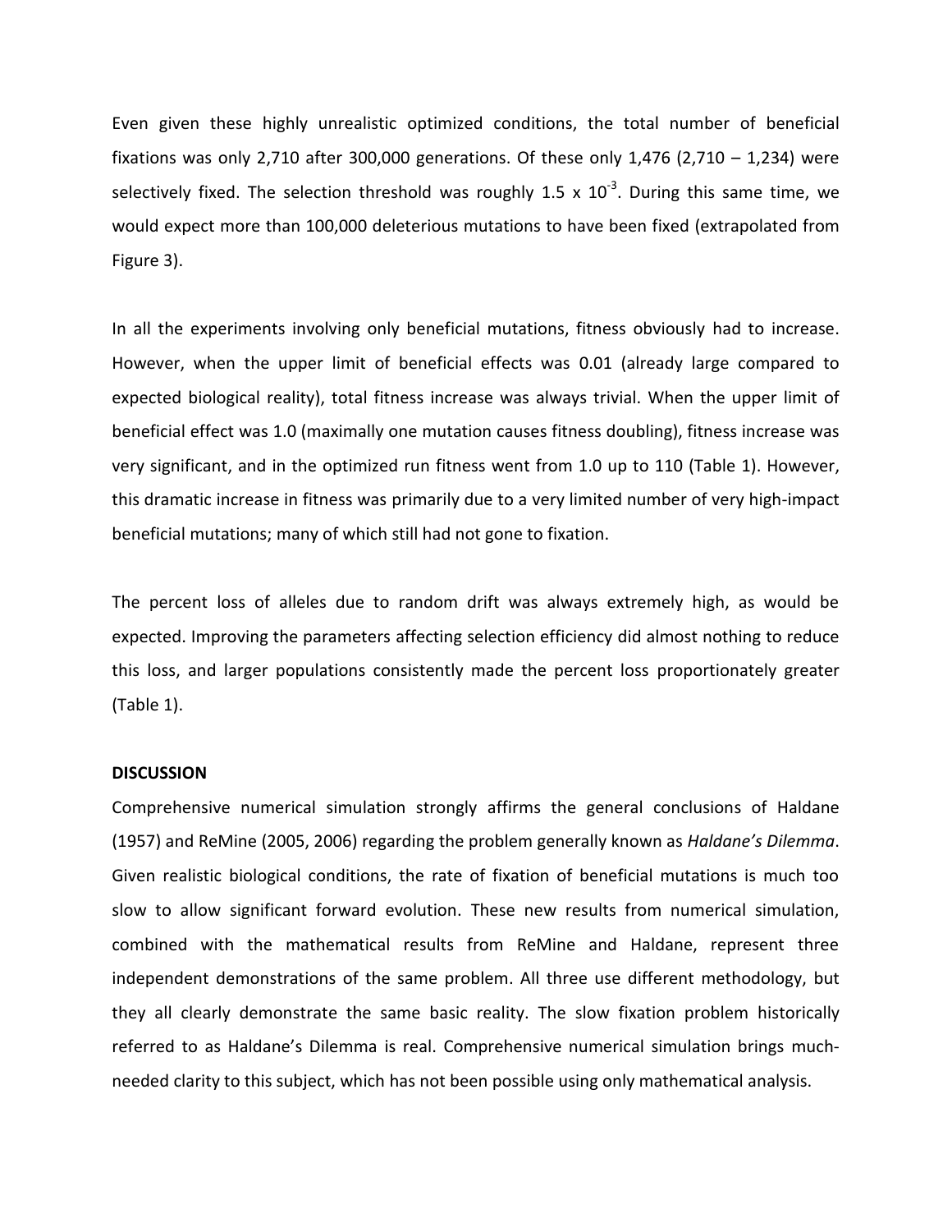Even given these highly unrealistic optimized conditions, the total number of beneficial fixations was only 2,710 after 300,000 generations. Of these only 1,476 (2,710 – 1,234) were selectively fixed. The selection threshold was roughly $1.5 \times 10^{-3}$. During this same time, we would expect more than 100,000 deleterious mutations to have been fixed (extrapolated from Figure 3).

In all the experiments involving only beneficial mutations, fitness obviously had to increase. However, when the upper limit of beneficial effects was 0.01 (already large compared to expected biological reality), total fitness increase was always trivial. When the upper limit of beneficial effect was 1.0 (maximally one mutation causes fitness doubling), fitness increase was very significant, and in the optimized run fitness went from 1.0 up to 110 (Table 1). However, this dramatic increase in fitness was primarily due to a very limited number of very high-impact beneficial mutations; many of which still had not gone to fixation.

The percent loss of alleles due to random drift was always extremely high, as would be expected. Improving the parameters affecting selection efficiency did almost nothing to reduce this loss, and larger populations consistently made the percent loss proportionately greater (Table 1).

**DISCUSSION**

Comprehensive numerical simulation strongly affirms the general conclusions of Haldane (1957) and ReMine (2005, 2006) regarding the problem generally known as *Haldane's Dilemma*. Given realistic biological conditions, the rate of fixation of beneficial mutations is much too slow to allow significant forward evolution. These new results from numerical simulation, combined with the mathematical results from ReMine and Haldane, represent three independent demonstrations of the same problem. All three use different methodology, but they all clearly demonstrate the same basic reality. The slow fixation problem historically referred to as Haldane's Dilemma is real. Comprehensive numerical simulation brings much-needed clarity to this subject, which has not been possible using only mathematical analysis.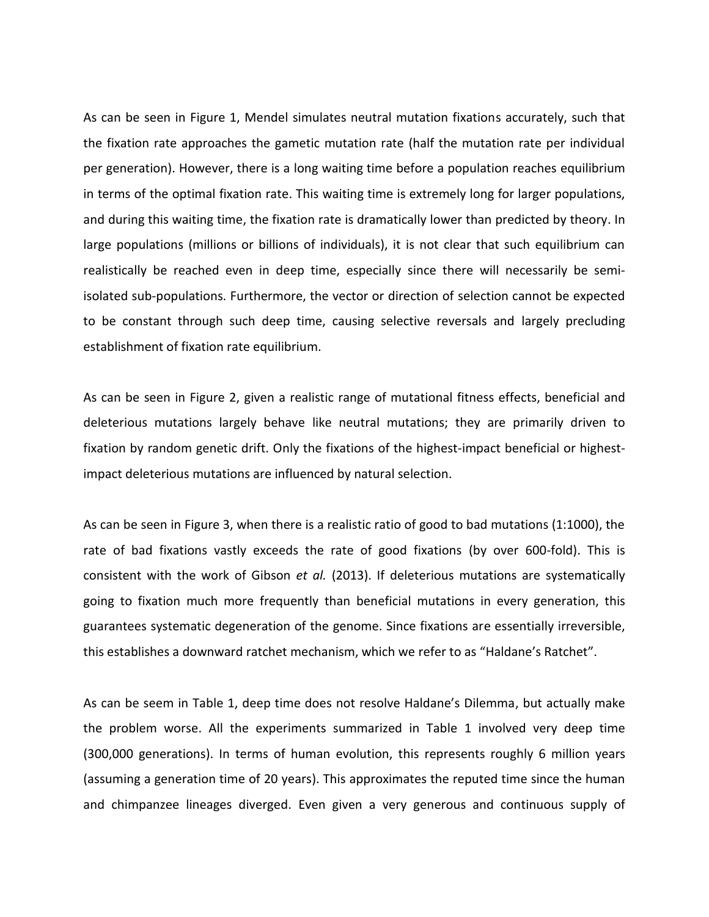As can be seen in Figure 1, Mendel simulates neutral mutation fixations accurately, such that the fixation rate approaches the gametic mutation rate (half the mutation rate per individual per generation). However, there is a long waiting time before a population reaches equilibrium in terms of the optimal fixation rate. This waiting time is extremely long for larger populations, and during this waiting time, the fixation rate is dramatically lower than predicted by theory. In large populations (millions or billions of individuals), it is not clear that such equilibrium can realistically be reached even in deep time, especially since there will necessarily be semi-isolated sub-populations. Furthermore, the vector or direction of selection cannot be expected to be constant through such deep time, causing selective reversals and largely precluding establishment of fixation rate equilibrium.

As can be seen in Figure 2, given a realistic range of mutational fitness effects, beneficial and deleterious mutations largely behave like neutral mutations; they are primarily driven to fixation by random genetic drift. Only the fixations of the highest-impact beneficial or highest-impact deleterious mutations are influenced by natural selection.

As can be seen in Figure 3, when there is a realistic ratio of good to bad mutations (1:1000), the rate of bad fixations vastly exceeds the rate of good fixations (by over 600-fold). This is consistent with the work of Gibson *et al.* (2013). If deleterious mutations are systematically going to fixation much more frequently than beneficial mutations in every generation, this guarantees systematic degeneration of the genome. Since fixations are essentially irreversible, this establishes a downward ratchet mechanism, which we refer to as "Haldane's Ratchet".

As can be seem in Table 1, deep time does not resolve Haldane's Dilemma, but actually make the problem worse. All the experiments summarized in Table 1 involved very deep time (300,000 generations). In terms of human evolution, this represents roughly 6 million years (assuming a generation time of 20 years). This approximates the reputed time since the human and chimpanzee lineages diverged. Even given a very generous and continuous supply of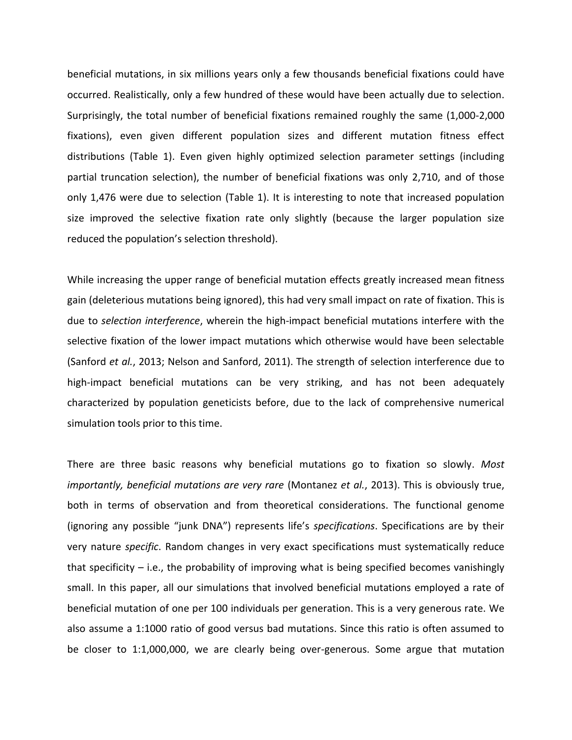beneficial mutations, in six millions years only a few thousands beneficial fixations could have occurred. Realistically, only a few hundred of these would have been actually due to selection. Surprisingly, the total number of beneficial fixations remained roughly the same (1,000-2,000 fixations), even given different population sizes and different mutation fitness effect distributions (Table 1). Even given highly optimized selection parameter settings (including partial truncation selection), the number of beneficial fixations was only 2,710, and of those only 1,476 were due to selection (Table 1). It is interesting to note that increased population size improved the selective fixation rate only slightly (because the larger population size reduced the population's selection threshold).

While increasing the upper range of beneficial mutation effects greatly increased mean fitness gain (deleterious mutations being ignored), this had very small impact on rate of fixation. This is due to *selection interference*, wherein the high-impact beneficial mutations interfere with the selective fixation of the lower impact mutations which otherwise would have been selectable (Sanford *et al.*, 2013; Nelson and Sanford, 2011). The strength of selection interference due to high-impact beneficial mutations can be very striking, and has not been adequately characterized by population geneticists before, due to the lack of comprehensive numerical simulation tools prior to this time.

There are three basic reasons why beneficial mutations go to fixation so slowly. *Most importantly, beneficial mutations are very rare* (Montanez *et al.*, 2013). This is obviously true, both in terms of observation and from theoretical considerations. The functional genome (ignoring any possible "junk DNA") represents life's *specifications*. Specifications are by their very nature *specific*. Random changes in very exact specifications must systematically reduce that specificity – i.e., the probability of improving what is being specified becomes vanishingly small. In this paper, all our simulations that involved beneficial mutations employed a rate of beneficial mutation of one per 100 individuals per generation. This is a very generous rate. We also assume a 1:1000 ratio of good versus bad mutations. Since this ratio is often assumed to be closer to 1:1,000,000, we are clearly being over-generous. Some argue that mutation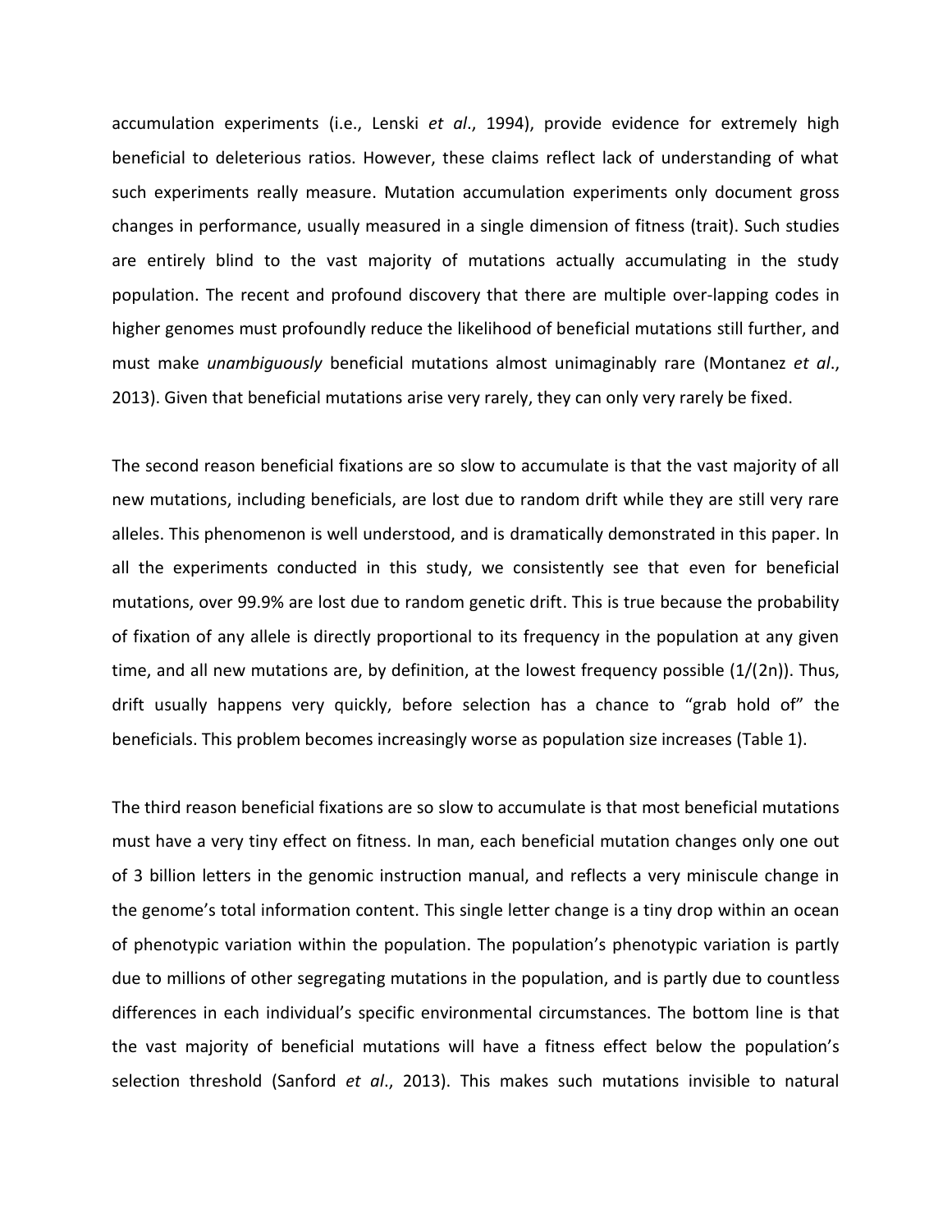accumulation experiments (i.e., Lenski *et al*., 1994), provide evidence for extremely high beneficial to deleterious ratios. However, these claims reflect lack of understanding of what such experiments really measure. Mutation accumulation experiments only document gross changes in performance, usually measured in a single dimension of fitness (trait). Such studies are entirely blind to the vast majority of mutations actually accumulating in the study population. The recent and profound discovery that there are multiple over-lapping codes in higher genomes must profoundly reduce the likelihood of beneficial mutations still further, and must make *unambiguously* beneficial mutations almost unimaginably rare (Montanez *et al*., 2013). Given that beneficial mutations arise very rarely, they can only very rarely be fixed.

The second reason beneficial fixations are so slow to accumulate is that the vast majority of all new mutations, including beneficials, are lost due to random drift while they are still very rare alleles. This phenomenon is well understood, and is dramatically demonstrated in this paper. In all the experiments conducted in this study, we consistently see that even for beneficial mutations, over 99.9% are lost due to random genetic drift. This is true because the probability of fixation of any allele is directly proportional to its frequency in the population at any given time, and all new mutations are, by definition, at the lowest frequency possible ($1/(2n)$). Thus, drift usually happens very quickly, before selection has a chance to "grab hold of" the beneficials. This problem becomes increasingly worse as population size increases (Table 1).

The third reason beneficial fixations are so slow to accumulate is that most beneficial mutations must have a very tiny effect on fitness. In man, each beneficial mutation changes only one out of 3 billion letters in the genomic instruction manual, and reflects a very miniscule change in the genome's total information content. This single letter change is a tiny drop within an ocean of phenotypic variation within the population. The population's phenotypic variation is partly due to millions of other segregating mutations in the population, and is partly due to countless differences in each individual's specific environmental circumstances. The bottom line is that the vast majority of beneficial mutations will have a fitness effect below the population's selection threshold (Sanford *et al*., 2013). This makes such mutations invisible to natural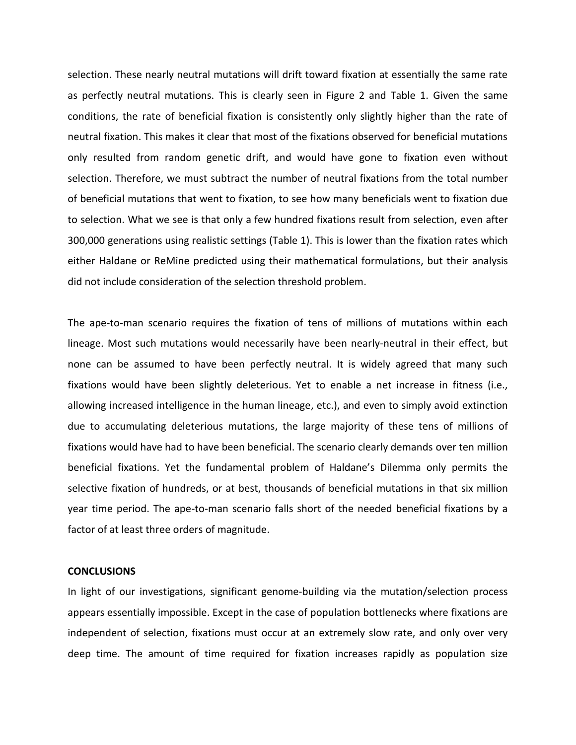selection. These nearly neutral mutations will drift toward fixation at essentially the same rate as perfectly neutral mutations. This is clearly seen in Figure 2 and Table 1. Given the same conditions, the rate of beneficial fixation is consistently only slightly higher than the rate of neutral fixation. This makes it clear that most of the fixations observed for beneficial mutations only resulted from random genetic drift, and would have gone to fixation even without selection. Therefore, we must subtract the number of neutral fixations from the total number of beneficial mutations that went to fixation, to see how many beneficials went to fixation due to selection. What we see is that only a few hundred fixations result from selection, even after 300,000 generations using realistic settings (Table 1). This is lower than the fixation rates which either Haldane or ReMine predicted using their mathematical formulations, but their analysis did not include consideration of the selection threshold problem.

The ape-to-man scenario requires the fixation of tens of millions of mutations within each lineage. Most such mutations would necessarily have been nearly-neutral in their effect, but none can be assumed to have been perfectly neutral. It is widely agreed that many such fixations would have been slightly deleterious. Yet to enable a net increase in fitness (i.e., allowing increased intelligence in the human lineage, etc.), and even to simply avoid extinction due to accumulating deleterious mutations, the large majority of these tens of millions of fixations would have had to have been beneficial. The scenario clearly demands over ten million beneficial fixations. Yet the fundamental problem of Haldane's Dilemma only permits the selective fixation of hundreds, or at best, thousands of beneficial mutations in that six million year time period. The ape-to-man scenario falls short of the needed beneficial fixations by a factor of at least three orders of magnitude.

**CONCLUSIONS**

In light of our investigations, significant genome-building via the mutation/selection process appears essentially impossible. Except in the case of population bottlenecks where fixations are independent of selection, fixations must occur at an extremely slow rate, and only over very deep time. The amount of time required for fixation increases rapidly as population size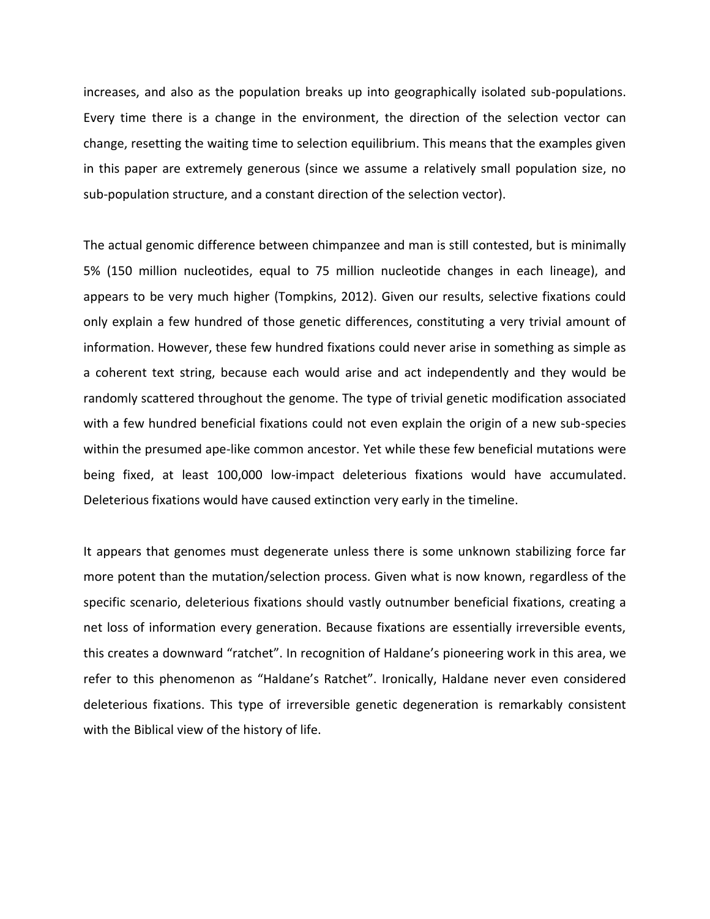increases, and also as the population breaks up into geographically isolated sub-populations. Every time there is a change in the environment, the direction of the selection vector can change, resetting the waiting time to selection equilibrium. This means that the examples given in this paper are extremely generous (since we assume a relatively small population size, no sub-population structure, and a constant direction of the selection vector).

The actual genomic difference between chimpanzee and man is still contested, but is minimally 5% (150 million nucleotides, equal to 75 million nucleotide changes in each lineage), and appears to be very much higher (Tompkins, 2012). Given our results, selective fixations could only explain a few hundred of those genetic differences, constituting a very trivial amount of information. However, these few hundred fixations could never arise in something as simple as a coherent text string, because each would arise and act independently and they would be randomly scattered throughout the genome. The type of trivial genetic modification associated with a few hundred beneficial fixations could not even explain the origin of a new sub-species within the presumed ape-like common ancestor. Yet while these few beneficial mutations were being fixed, at least 100,000 low-impact deleterious fixations would have accumulated. Deleterious fixations would have caused extinction very early in the timeline.

It appears that genomes must degenerate unless there is some unknown stabilizing force far more potent than the mutation/selection process. Given what is now known, regardless of the specific scenario, deleterious fixations should vastly outnumber beneficial fixations, creating a net loss of information every generation. Because fixations are essentially irreversible events, this creates a downward "ratchet". In recognition of Haldane's pioneering work in this area, we refer to this phenomenon as "Haldane's Ratchet". Ironically, Haldane never even considered deleterious fixations. This type of irreversible genetic degeneration is remarkably consistent with the Biblical view of the history of life.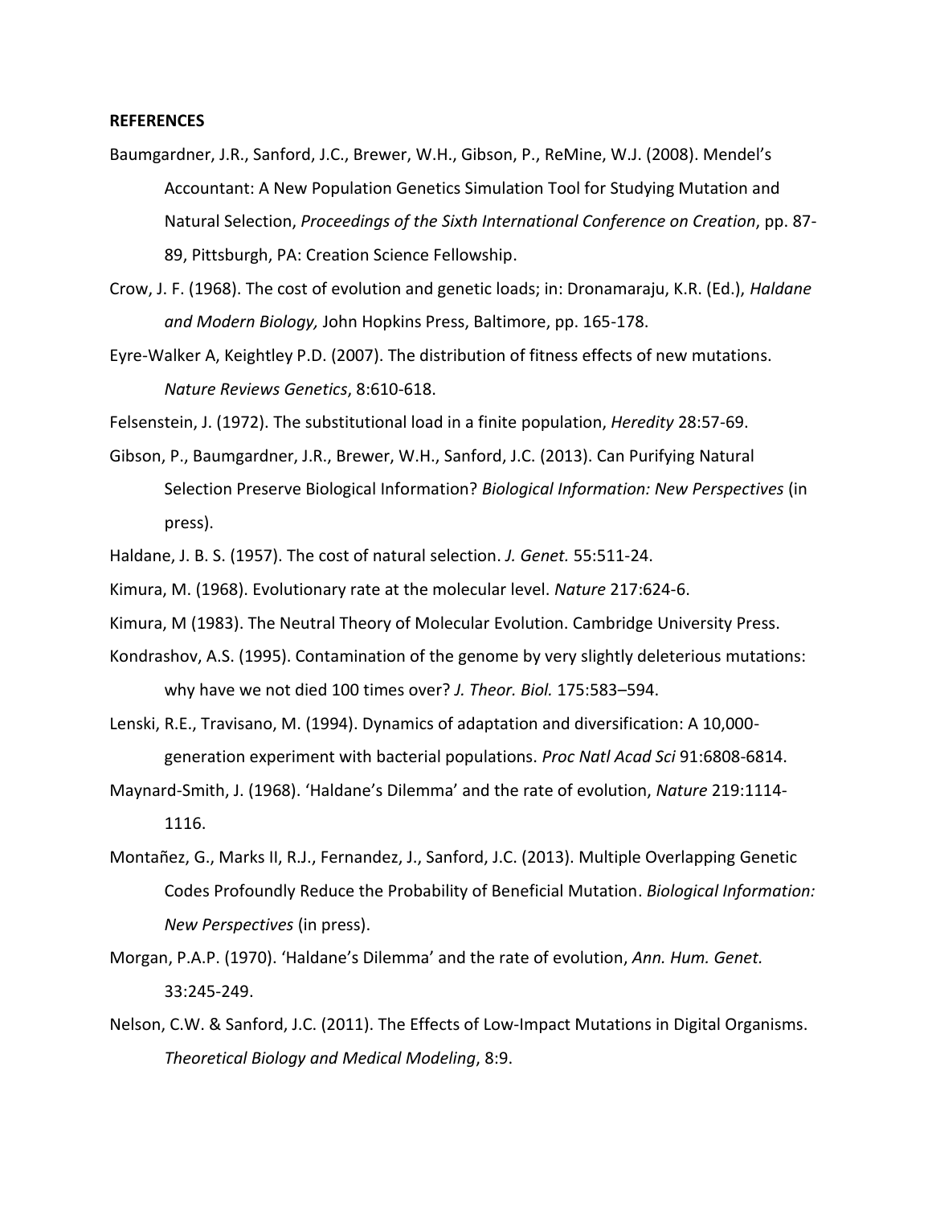**REFERENCES**

Baumgardner, J.R., Sanford, J.C., Brewer, W.H., Gibson, P., ReMine, W.J. (2008). Mendel's Accountant: A New Population Genetics Simulation Tool for Studying Mutation and Natural Selection, *Proceedings of the Sixth International Conference on Creation*, pp. 87-89, Pittsburgh, PA: Creation Science Fellowship.

Crow, J. F. (1968). The cost of evolution and genetic loads; in: Dronamaraju, K.R. (Ed.), *Haldane and Modern Biology,* John Hopkins Press, Baltimore, pp. 165-178.

Eyre-Walker A, Keightley P.D. (2007). The distribution of fitness effects of new mutations. *Nature Reviews Genetics*, 8:610-618.

Felsenstein, J. (1972). The substitutional load in a finite population, *Heredity* 28:57-69.

Gibson, P., Baumgardner, J.R., Brewer, W.H., Sanford, J.C. (2013). Can Purifying Natural Selection Preserve Biological Information? *Biological Information: New Perspectives* (in press).

Haldane, J. B. S. (1957). The cost of natural selection. *J. Genet.* 55:511-24.

Kimura, M. (1968). Evolutionary rate at the molecular level. *Nature* 217:624-6.

Kimura, M (1983). The Neutral Theory of Molecular Evolution. Cambridge University Press.

Kondrashov, A.S. (1995). Contamination of the genome by very slightly deleterious mutations: why have we not died 100 times over? *J. Theor. Biol.* 175:583–594.

Lenski, R.E., Travisano, M. (1994). Dynamics of adaptation and diversification: A 10,000-generation experiment with bacterial populations. *Proc Natl Acad Sci* 91:6808-6814.

Maynard-Smith, J. (1968). 'Haldane's Dilemma' and the rate of evolution, *Nature* 219:1114-1116.

Montañez, G., Marks II, R.J., Fernandez, J., Sanford, J.C. (2013). Multiple Overlapping Genetic Codes Profoundly Reduce the Probability of Beneficial Mutation. *Biological Information: New Perspectives* (in press).

Morgan, P.A.P. (1970). 'Haldane's Dilemma' and the rate of evolution, *Ann. Hum. Genet.* 33:245-249.

Nelson, C.W. & Sanford, J.C. (2011). The Effects of Low-Impact Mutations in Digital Organisms. *Theoretical Biology and Medical Modeling*, 8:9.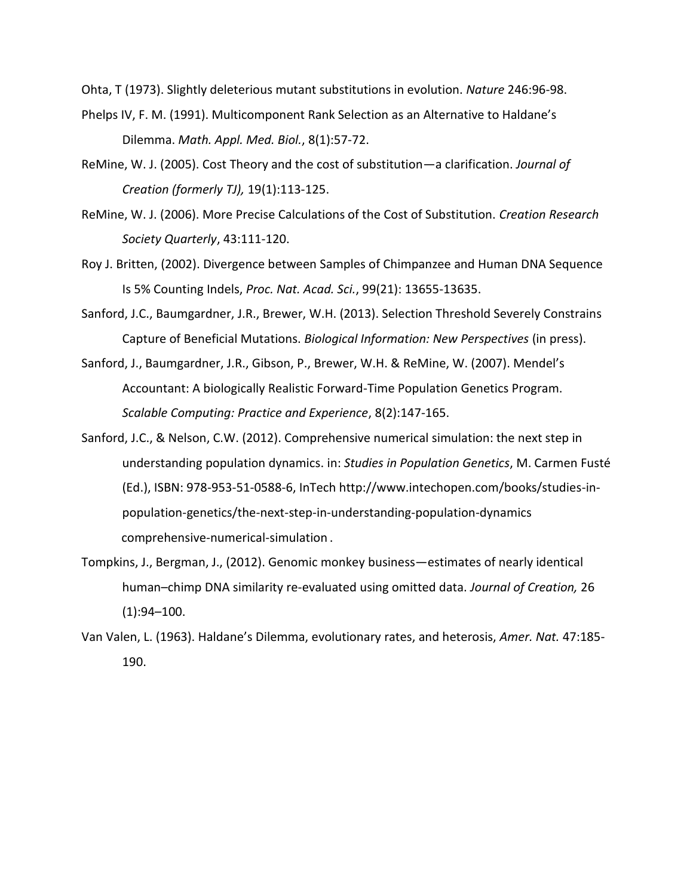Ohta, T (1973). Slightly deleterious mutant substitutions in evolution. *Nature* 246:96-98.

Phelps IV, F. M. (1991). Multicomponent Rank Selection as an Alternative to Haldane's Dilemma. *Math. Appl. Med. Biol.*, 8(1):57-72.

ReMine, W. J. (2005). Cost Theory and the cost of substitution—a clarification. *Journal of Creation (formerly TJ),* 19(1):113-125.

ReMine, W. J. (2006). More Precise Calculations of the Cost of Substitution. *Creation Research Society Quarterly*, 43:111-120.

Roy J. Britten, (2002). Divergence between Samples of Chimpanzee and Human DNA Sequence Is 5% Counting Indels, *Proc. Nat. Acad. Sci.*, 99(21): 13655-13635.

Sanford, J.C., Baumgardner, J.R., Brewer, W.H. (2013). Selection Threshold Severely Constrains Capture of Beneficial Mutations. *Biological Information: New Perspectives* (in press).

Sanford, J., Baumgardner, J.R., Gibson, P., Brewer, W.H. & ReMine, W. (2007). Mendel's Accountant: A biologically Realistic Forward-Time Population Genetics Program. *Scalable Computing: Practice and Experience*, 8(2):147-165.

Sanford, J.C., & Nelson, C.W. (2012). Comprehensive numerical simulation: the next step in understanding population dynamics. in: *Studies in Population Genetics*, M. Carmen Fusté (Ed.), ISBN: 978-953-51-0588-6, InTech http://www.intechopen.com/books/studies-in-population-genetics/the-next-step-in-understanding-population-dynamics comprehensive-numerical-simulation .

Tompkins, J., Bergman, J., (2012). Genomic monkey business—estimates of nearly identical human–chimp DNA similarity re-evaluated using omitted data. *Journal of Creation,* 26 (1):94–100.

Van Valen, L. (1963). Haldane's Dilemma, evolutionary rates, and heterosis, *Amer. Nat.* 47:185-190.